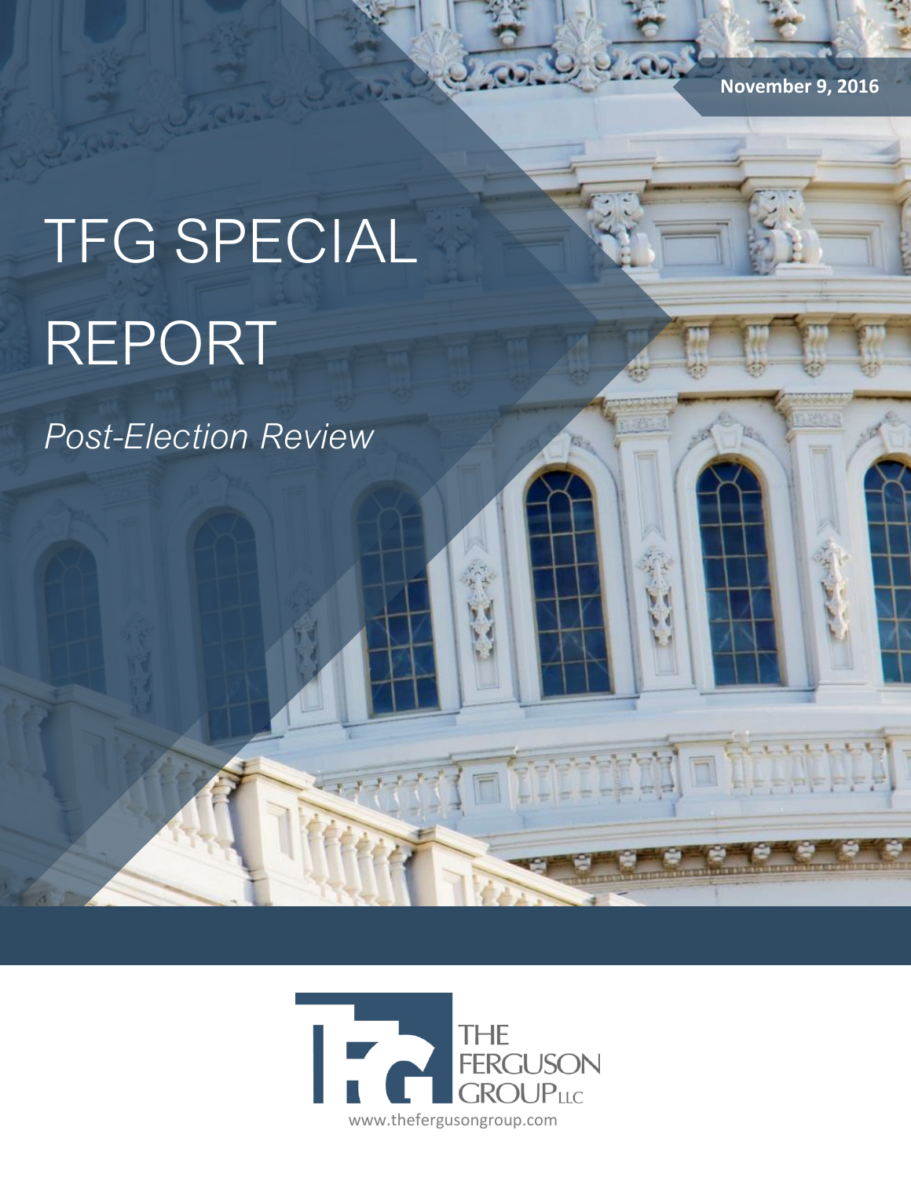November 9, 2016

# TFG SPECIAL REPORT

*Post-Election Review*

THE FERGUSON GROUP LLC

www.thefergusongroup.com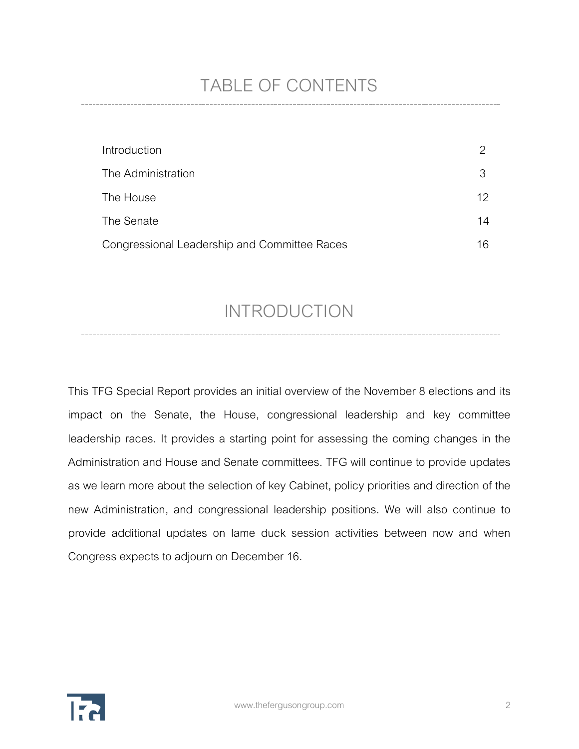# TABLE OF CONTENTS

| | |
|---|---|
| Introduction | 2 |
| The Administration | 3 |
| The House | 12 |
| The Senate | 14 |
| Congressional Leadership and Committee Races | 16 |

# INTRODUCTION

This TFG Special Report provides an initial overview of the November 8 elections and its impact on the Senate, the House, congressional leadership and key committee leadership races. It provides a starting point for assessing the coming changes in the Administration and House and Senate committees. TFG will continue to provide updates as we learn more about the selection of key Cabinet, policy priorities and direction of the new Administration, and congressional leadership positions. We will also continue to provide additional updates on lame duck session activities between now and when Congress expects to adjourn on December 16.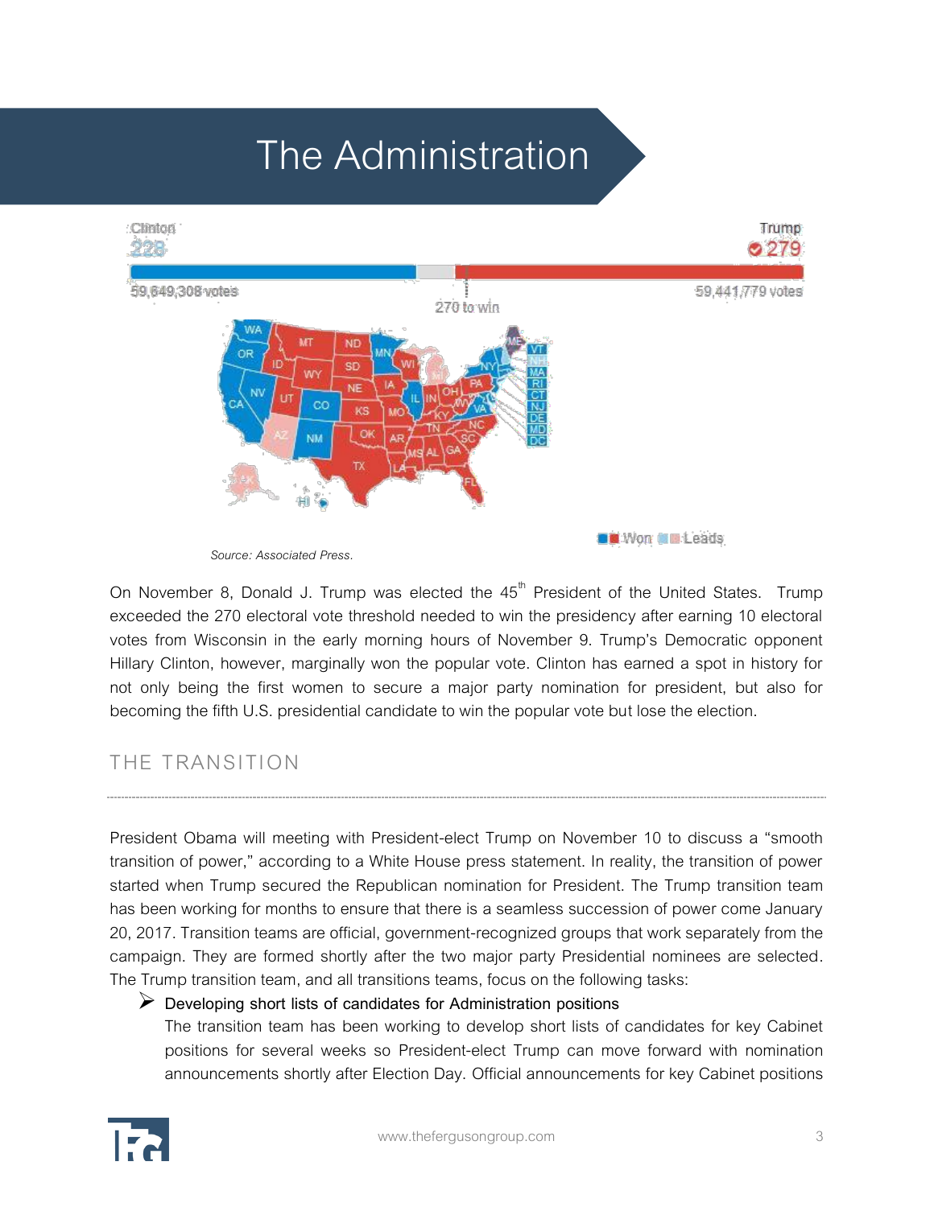# The Administration

Clinton
228

Trump
279

59,649,308 votes

270 to win

59,441,779 votes

Won Leads

Source: Associated Press.

On November 8, Donald J. Trump was elected the 45th President of the United States. Trump exceeded the 270 electoral vote threshold needed to win the presidency after earning 10 electoral votes from Wisconsin in the early morning hours of November 9. Trump's Democratic opponent Hillary Clinton, however, marginally won the popular vote. Clinton has earned a spot in history for not only being the first women to secure a major party nomination for president, but also for becoming the fifth U.S. presidential candidate to win the popular vote but lose the election.

## THE TRANSITION

President Obama will meeting with President-elect Trump on November 10 to discuss a "smooth transition of power," according to a White House press statement. In reality, the transition of power started when Trump secured the Republican nomination for President. The Trump transition team has been working for months to ensure that there is a seamless succession of power come January 20, 2017. Transition teams are official, government-recognized groups that work separately from the campaign. They are formed shortly after the two major party Presidential nominees are selected. The Trump transition team, and all transitions teams, focus on the following tasks:

- Developing short lists of candidates for Administration positions

  The transition team has been working to develop short lists of candidates for key Cabinet positions for several weeks so President-elect Trump can move forward with nomination announcements shortly after Election Day. Official announcements for key Cabinet positions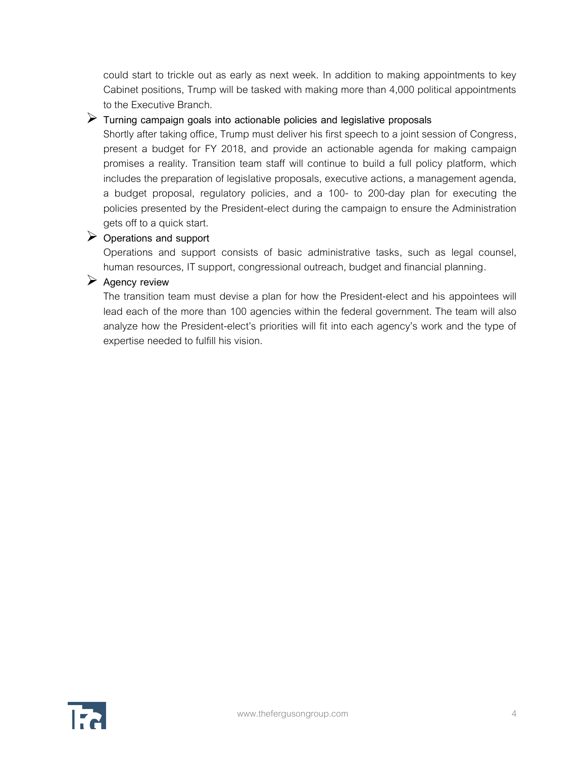could start to trickle out as early as next week. In addition to making appointments to key Cabinet positions, Trump will be tasked with making more than 4,000 political appointments to the Executive Branch.

- Turning campaign goals into actionable policies and legislative proposals

  Shortly after taking office, Trump must deliver his first speech to a joint session of Congress, present a budget for FY 2018, and provide an actionable agenda for making campaign promises a reality. Transition team staff will continue to build a full policy platform, which includes the preparation of legislative proposals, executive actions, a management agenda, a budget proposal, regulatory policies, and a 100- to 200-day plan for executing the policies presented by the President-elect during the campaign to ensure the Administration gets off to a quick start.

- Operations and support

  Operations and support consists of basic administrative tasks, such as legal counsel, human resources, IT support, congressional outreach, budget and financial planning.

- Agency review

  The transition team must devise a plan for how the President-elect and his appointees will lead each of the more than 100 agencies within the federal government. The team will also analyze how the President-elect's priorities will fit into each agency's work and the type of expertise needed to fulfill his vision.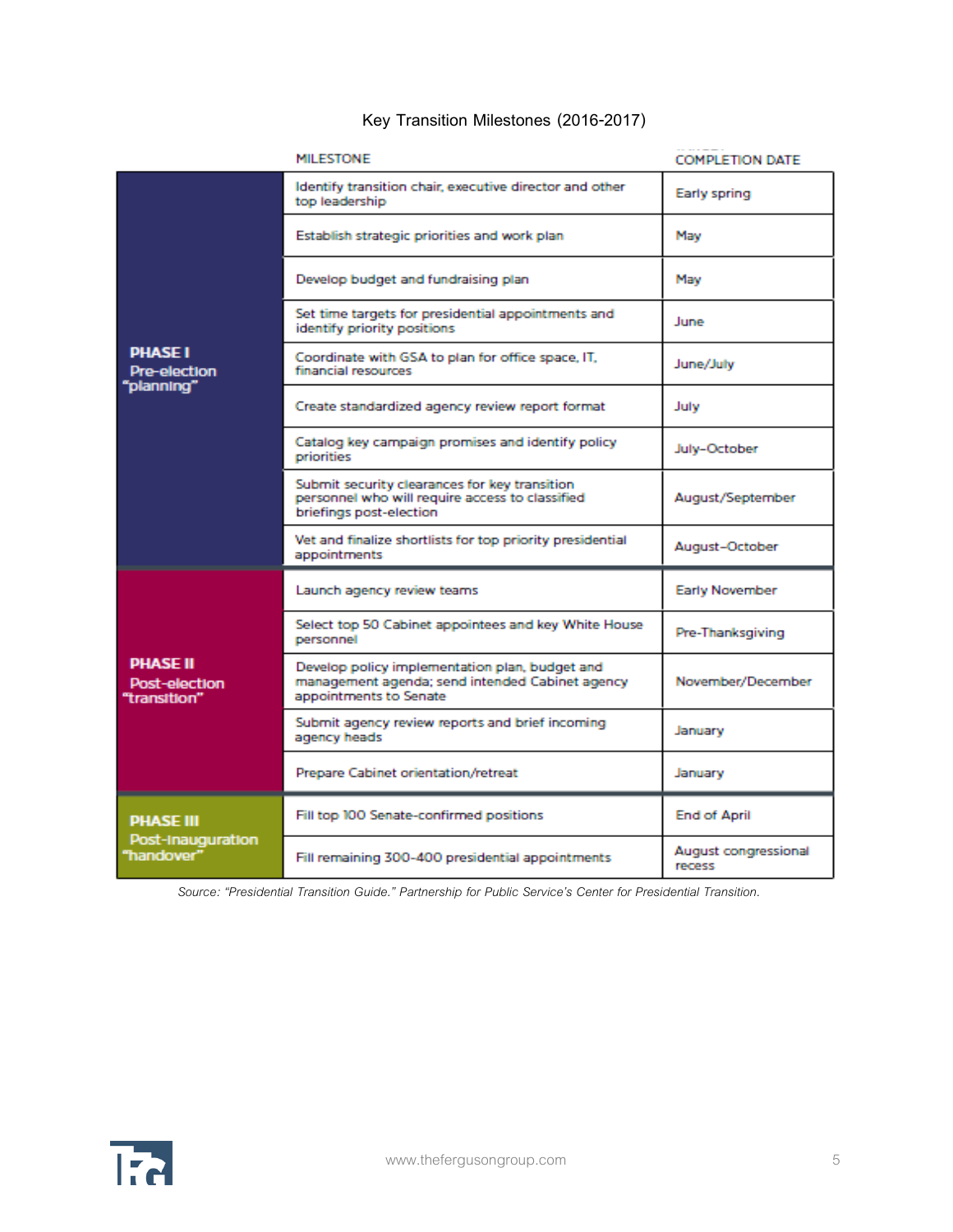Key Transition Milestones (2016-2017)

| | MILESTONE | COMPLETION DATE |
|---|---|---|
| **PHASE I** Pre-election "planning" | Identify transition chair, executive director and other top leadership | Early spring |
| | Establish strategic priorities and work plan | May |
| | Develop budget and fundraising plan | May |
| | Set time targets for presidential appointments and identify priority positions | June |
| | Coordinate with GSA to plan for office space, IT, financial resources | June/July |
| | Create standardized agency review report format | July |
| | Catalog key campaign promises and identify policy priorities | July–October |
| | Submit security clearances for key transition personnel who will require access to classified briefings post-election | August/September |
| | Vet and finalize shortlists for top priority presidential appointments | August–October |
| **PHASE II** Post-election "transition" | Launch agency review teams | Early November |
| | Select top 50 Cabinet appointees and key White House personnel | Pre-Thanksgiving |
| | Develop policy implementation plan, budget and management agenda; send intended Cabinet agency appointments to Senate | November/December |
| | Submit agency review reports and brief incoming agency heads | January |
| | Prepare Cabinet orientation/retreat | January |
| **PHASE III** Post-inauguration "handover" | Fill top 100 Senate-confirmed positions | End of April |
| | Fill remaining 300-400 presidential appointments | August congressional recess |

*Source: "Presidential Transition Guide." Partnership for Public Service's Center for Presidential Transition.*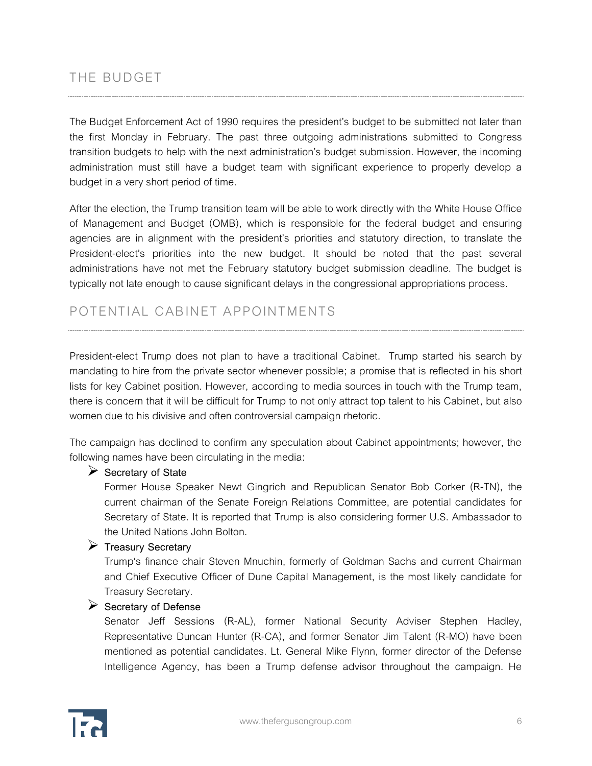## THE BUDGET

The Budget Enforcement Act of 1990 requires the president's budget to be submitted not later than the first Monday in February. The past three outgoing administrations submitted to Congress transition budgets to help with the next administration's budget submission. However, the incoming administration must still have a budget team with significant experience to properly develop a budget in a very short period of time.

After the election, the Trump transition team will be able to work directly with the White House Office of Management and Budget (OMB), which is responsible for the federal budget and ensuring agencies are in alignment with the president's priorities and statutory direction, to translate the President-elect's priorities into the new budget. It should be noted that the past several administrations have not met the February statutory budget submission deadline. The budget is typically not late enough to cause significant delays in the congressional appropriations process.

## POTENTIAL CABINET APPOINTMENTS

President-elect Trump does not plan to have a traditional Cabinet. Trump started his search by mandating to hire from the private sector whenever possible; a promise that is reflected in his short lists for key Cabinet position. However, according to media sources in touch with the Trump team, there is concern that it will be difficult for Trump to not only attract top talent to his Cabinet, but also women due to his divisive and often controversial campaign rhetoric.

The campaign has declined to confirm any speculation about Cabinet appointments; however, the following names have been circulating in the media:

- Secretary of State
  Former House Speaker Newt Gingrich and Republican Senator Bob Corker (R-TN), the current chairman of the Senate Foreign Relations Committee, are potential candidates for Secretary of State. It is reported that Trump is also considering former U.S. Ambassador to the United Nations John Bolton.
- Treasury Secretary
  Trump's finance chair Steven Mnuchin, formerly of Goldman Sachs and current Chairman and Chief Executive Officer of Dune Capital Management, is the most likely candidate for Treasury Secretary.
- Secretary of Defense
  Senator Jeff Sessions (R-AL), former National Security Adviser Stephen Hadley, Representative Duncan Hunter (R-CA), and former Senator Jim Talent (R-MO) have been mentioned as potential candidates. Lt. General Mike Flynn, former director of the Defense Intelligence Agency, has been a Trump defense advisor throughout the campaign. He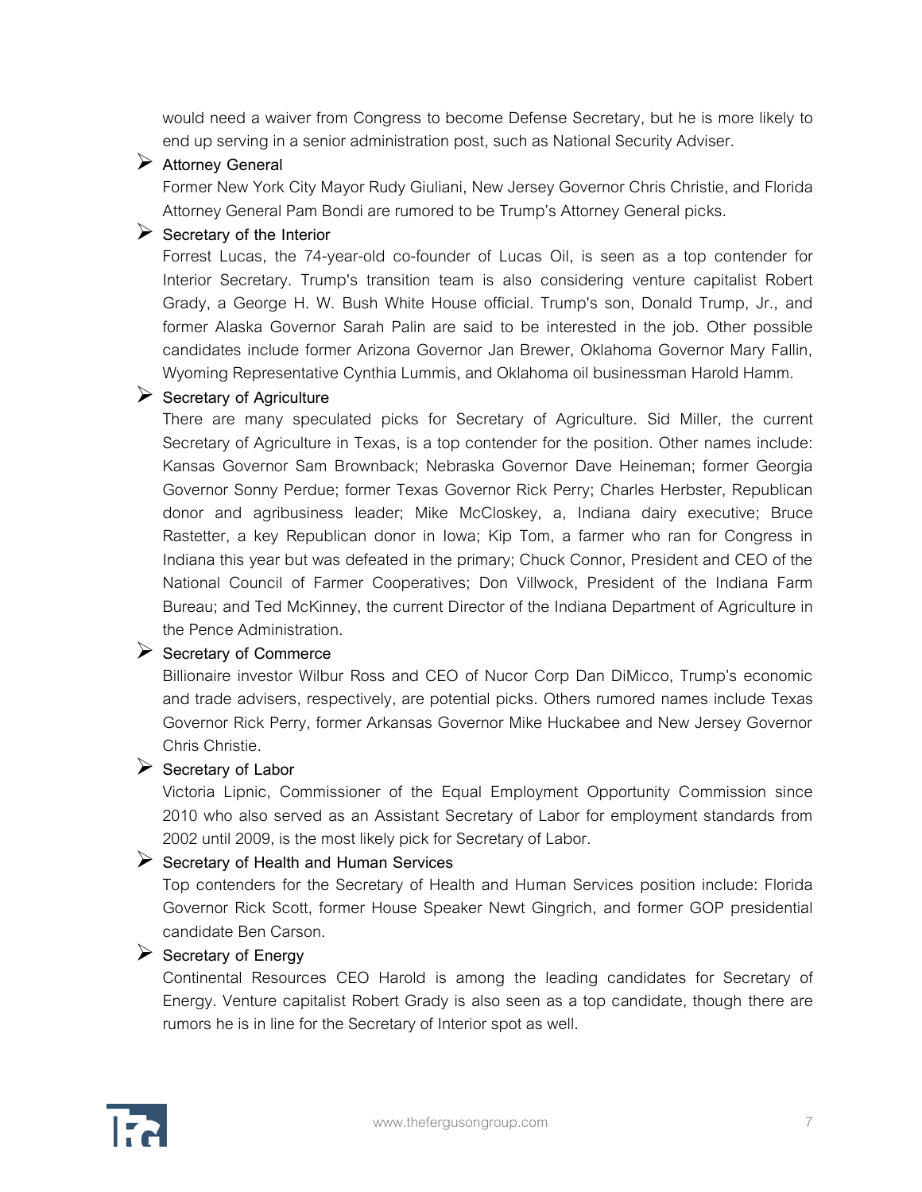would need a waiver from Congress to become Defense Secretary, but he is more likely to end up serving in a senior administration post, such as National Security Adviser.

- **Attorney General**

  Former New York City Mayor Rudy Giuliani, New Jersey Governor Chris Christie, and Florida Attorney General Pam Bondi are rumored to be Trump's Attorney General picks.

- **Secretary of the Interior**

  Forrest Lucas, the 74-year-old co-founder of Lucas Oil, is seen as a top contender for Interior Secretary. Trump's transition team is also considering venture capitalist Robert Grady, a George H. W. Bush White House official. Trump's son, Donald Trump, Jr., and former Alaska Governor Sarah Palin are said to be interested in the job. Other possible candidates include former Arizona Governor Jan Brewer, Oklahoma Governor Mary Fallin, Wyoming Representative Cynthia Lummis, and Oklahoma oil businessman Harold Hamm.

- **Secretary of Agriculture**

  There are many speculated picks for Secretary of Agriculture. Sid Miller, the current Secretary of Agriculture in Texas, is a top contender for the position. Other names include: Kansas Governor Sam Brownback; Nebraska Governor Dave Heineman; former Georgia Governor Sonny Perdue; former Texas Governor Rick Perry; Charles Herbster, Republican donor and agribusiness leader; Mike McCloskey, a, Indiana dairy executive; Bruce Rastetter, a key Republican donor in Iowa; Kip Tom, a farmer who ran for Congress in Indiana this year but was defeated in the primary; Chuck Connor, President and CEO of the National Council of Farmer Cooperatives; Don Villwock, President of the Indiana Farm Bureau; and Ted McKinney, the current Director of the Indiana Department of Agriculture in the Pence Administration.

- **Secretary of Commerce**

  Billionaire investor Wilbur Ross and CEO of Nucor Corp Dan DiMicco, Trump's economic and trade advisers, respectively, are potential picks. Others rumored names include Texas Governor Rick Perry, former Arkansas Governor Mike Huckabee and New Jersey Governor Chris Christie.

- **Secretary of Labor**

  Victoria Lipnic, Commissioner of the Equal Employment Opportunity Commission since 2010 who also served as an Assistant Secretary of Labor for employment standards from 2002 until 2009, is the most likely pick for Secretary of Labor.

- **Secretary of Health and Human Services**

  Top contenders for the Secretary of Health and Human Services position include: Florida Governor Rick Scott, former House Speaker Newt Gingrich, and former GOP presidential candidate Ben Carson.

- **Secretary of Energy**

  Continental Resources CEO Harold is among the leading candidates for Secretary of Energy. Venture capitalist Robert Grady is also seen as a top candidate, though there are rumors he is in line for the Secretary of Interior spot as well.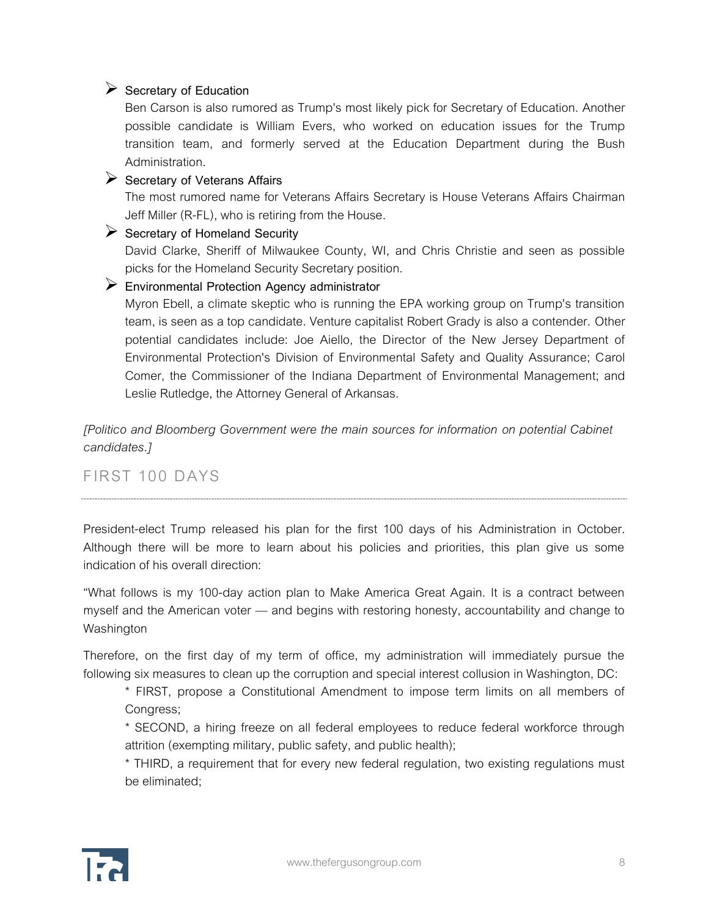- **Secretary of Education**

  Ben Carson is also rumored as Trump's most likely pick for Secretary of Education. Another possible candidate is William Evers, who worked on education issues for the Trump transition team, and formerly served at the Education Department during the Bush Administration.

- **Secretary of Veterans Affairs**

  The most rumored name for Veterans Affairs Secretary is House Veterans Affairs Chairman Jeff Miller (R-FL), who is retiring from the House.

- **Secretary of Homeland Security**

  David Clarke, Sheriff of Milwaukee County, WI, and Chris Christie and seen as possible picks for the Homeland Security Secretary position.

- **Environmental Protection Agency administrator**

  Myron Ebell, a climate skeptic who is running the EPA working group on Trump's transition team, is seen as a top candidate. Venture capitalist Robert Grady is also a contender. Other potential candidates include: Joe Aiello, the Director of the New Jersey Department of Environmental Protection's Division of Environmental Safety and Quality Assurance; Carol Comer, the Commissioner of the Indiana Department of Environmental Management; and Leslie Rutledge, the Attorney General of Arkansas.

*[Politico and Bloomberg Government were the main sources for information on potential Cabinet candidates.]*

## FIRST 100 DAYS

President-elect Trump released his plan for the first 100 days of his Administration in October. Although there will be more to learn about his policies and priorities, this plan give us some indication of his overall direction:

"What follows is my 100-day action plan to Make America Great Again. It is a contract between myself and the American voter — and begins with restoring honesty, accountability and change to Washington

Therefore, on the first day of my term of office, my administration will immediately pursue the following six measures to clean up the corruption and special interest collusion in Washington, DC:

> * FIRST, propose a Constitutional Amendment to impose term limits on all members of Congress;
>
> * SECOND, a hiring freeze on all federal employees to reduce federal workforce through attrition (exempting military, public safety, and public health);
>
> * THIRD, a requirement that for every new federal regulation, two existing regulations must be eliminated;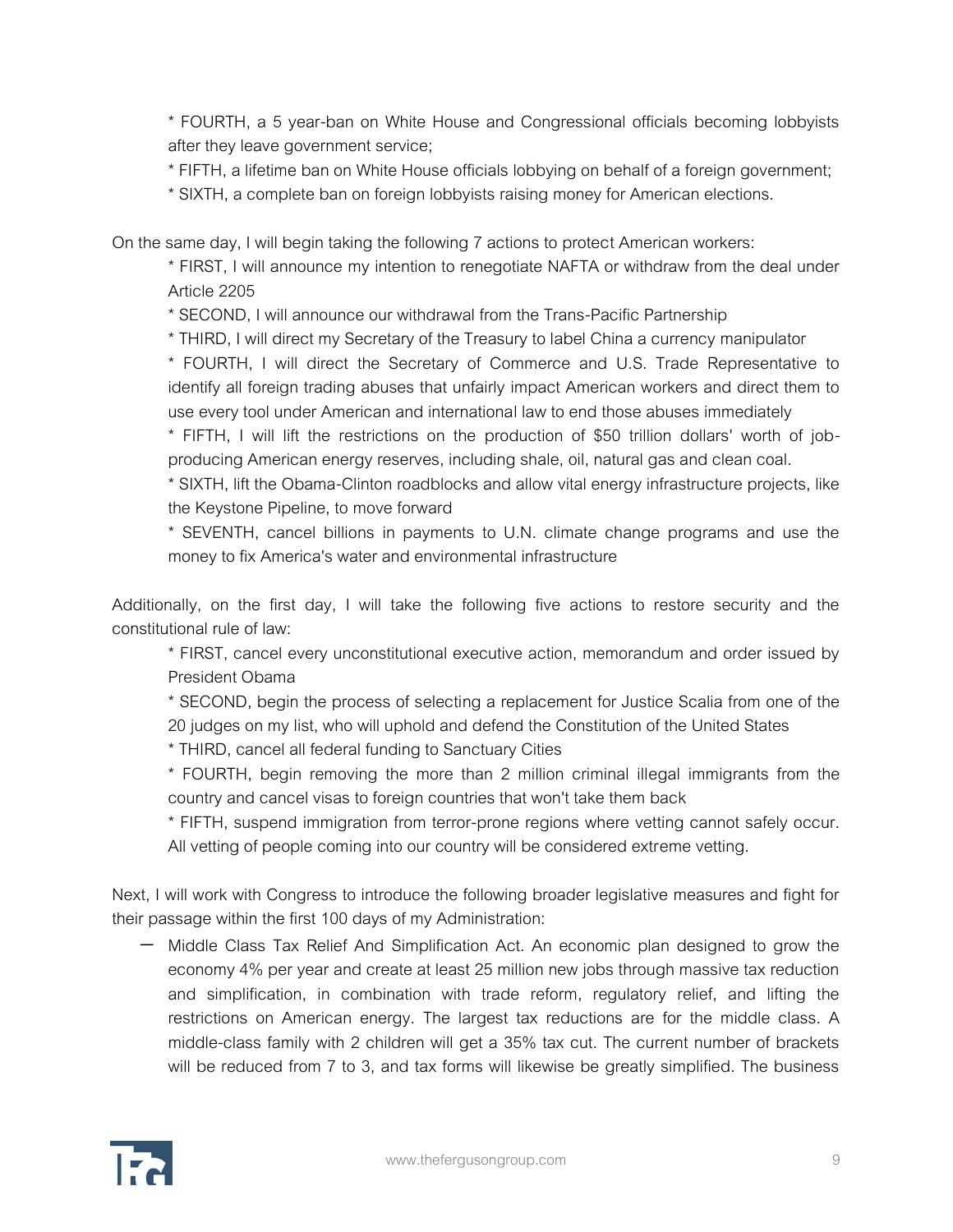* FOURTH, a 5 year-ban on White House and Congressional officials becoming lobbyists after they leave government service;
* FIFTH, a lifetime ban on White House officials lobbying on behalf of a foreign government;
* SIXTH, a complete ban on foreign lobbyists raising money for American elections.

On the same day, I will begin taking the following 7 actions to protect American workers:

* FIRST, I will announce my intention to renegotiate NAFTA or withdraw from the deal under Article 2205
* SECOND, I will announce our withdrawal from the Trans-Pacific Partnership
* THIRD, I will direct my Secretary of the Treasury to label China a currency manipulator
* FOURTH, I will direct the Secretary of Commerce and U.S. Trade Representative to identify all foreign trading abuses that unfairly impact American workers and direct them to use every tool under American and international law to end those abuses immediately
* FIFTH, I will lift the restrictions on the production of $50 trillion dollars' worth of job-producing American energy reserves, including shale, oil, natural gas and clean coal.
* SIXTH, lift the Obama-Clinton roadblocks and allow vital energy infrastructure projects, like the Keystone Pipeline, to move forward
* SEVENTH, cancel billions in payments to U.N. climate change programs and use the money to fix America's water and environmental infrastructure

Additionally, on the first day, I will take the following five actions to restore security and the constitutional rule of law:

* FIRST, cancel every unconstitutional executive action, memorandum and order issued by President Obama
* SECOND, begin the process of selecting a replacement for Justice Scalia from one of the 20 judges on my list, who will uphold and defend the Constitution of the United States
* THIRD, cancel all federal funding to Sanctuary Cities
* FOURTH, begin removing the more than 2 million criminal illegal immigrants from the country and cancel visas to foreign countries that won't take them back
* FIFTH, suspend immigration from terror-prone regions where vetting cannot safely occur. All vetting of people coming into our country will be considered extreme vetting.

Next, I will work with Congress to introduce the following broader legislative measures and fight for their passage within the first 100 days of my Administration:

- Middle Class Tax Relief And Simplification Act. An economic plan designed to grow the economy 4% per year and create at least 25 million new jobs through massive tax reduction and simplification, in combination with trade reform, regulatory relief, and lifting the restrictions on American energy. The largest tax reductions are for the middle class. A middle-class family with 2 children will get a 35% tax cut. The current number of brackets will be reduced from 7 to 3, and tax forms will likewise be greatly simplified. The business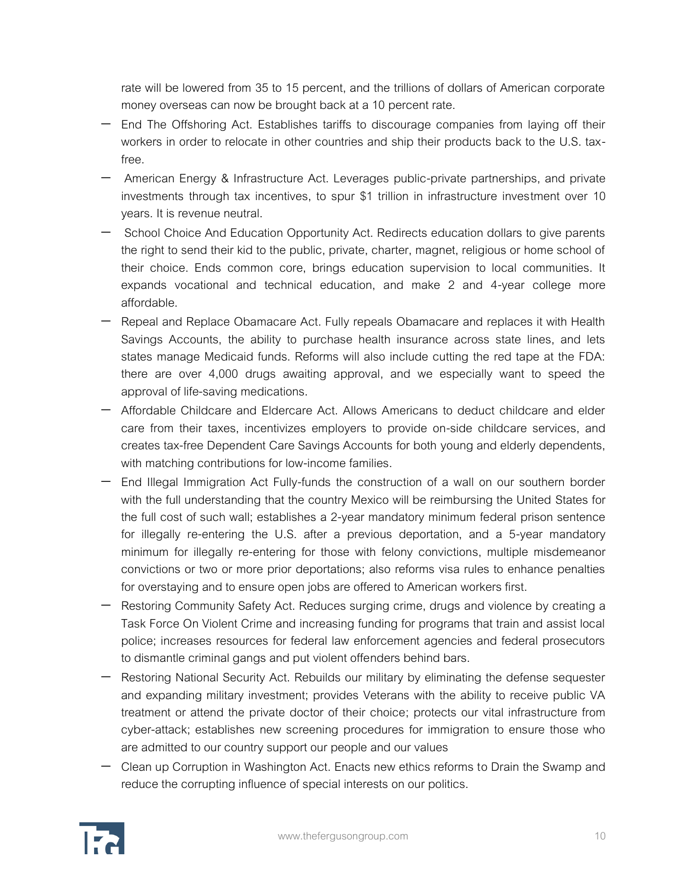rate will be lowered from 35 to 15 percent, and the trillions of dollars of American corporate money overseas can now be brought back at a 10 percent rate.

- End The Offshoring Act. Establishes tariffs to discourage companies from laying off their workers in order to relocate in other countries and ship their products back to the U.S. tax-free.
- American Energy & Infrastructure Act. Leverages public-private partnerships, and private investments through tax incentives, to spur $1 trillion in infrastructure investment over 10 years. It is revenue neutral.
- School Choice And Education Opportunity Act. Redirects education dollars to give parents the right to send their kid to the public, private, charter, magnet, religious or home school of their choice. Ends common core, brings education supervision to local communities. It expands vocational and technical education, and make 2 and 4-year college more affordable.
- Repeal and Replace Obamacare Act. Fully repeals Obamacare and replaces it with Health Savings Accounts, the ability to purchase health insurance across state lines, and lets states manage Medicaid funds. Reforms will also include cutting the red tape at the FDA: there are over 4,000 drugs awaiting approval, and we especially want to speed the approval of life-saving medications.
- Affordable Childcare and Eldercare Act. Allows Americans to deduct childcare and elder care from their taxes, incentivizes employers to provide on-side childcare services, and creates tax-free Dependent Care Savings Accounts for both young and elderly dependents, with matching contributions for low-income families.
- End Illegal Immigration Act Fully-funds the construction of a wall on our southern border with the full understanding that the country Mexico will be reimbursing the United States for the full cost of such wall; establishes a 2-year mandatory minimum federal prison sentence for illegally re-entering the U.S. after a previous deportation, and a 5-year mandatory minimum for illegally re-entering for those with felony convictions, multiple misdemeanor convictions or two or more prior deportations; also reforms visa rules to enhance penalties for overstaying and to ensure open jobs are offered to American workers first.
- Restoring Community Safety Act. Reduces surging crime, drugs and violence by creating a Task Force On Violent Crime and increasing funding for programs that train and assist local police; increases resources for federal law enforcement agencies and federal prosecutors to dismantle criminal gangs and put violent offenders behind bars.
- Restoring National Security Act. Rebuilds our military by eliminating the defense sequester and expanding military investment; provides Veterans with the ability to receive public VA treatment or attend the private doctor of their choice; protects our vital infrastructure from cyber-attack; establishes new screening procedures for immigration to ensure those who are admitted to our country support our people and our values
- Clean up Corruption in Washington Act. Enacts new ethics reforms to Drain the Swamp and reduce the corrupting influence of special interests on our politics.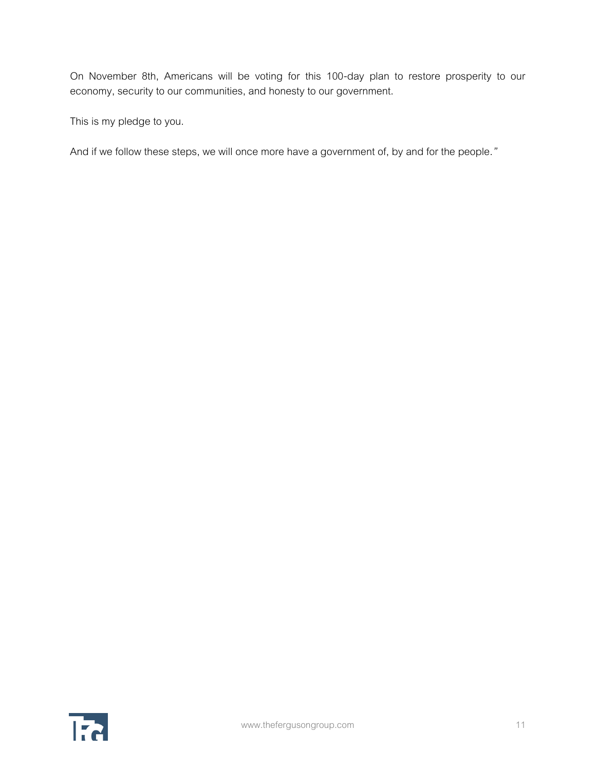On November 8th, Americans will be voting for this 100-day plan to restore prosperity to our economy, security to our communities, and honesty to our government.

This is my pledge to you.

And if we follow these steps, we will once more have a government of, by and for the people."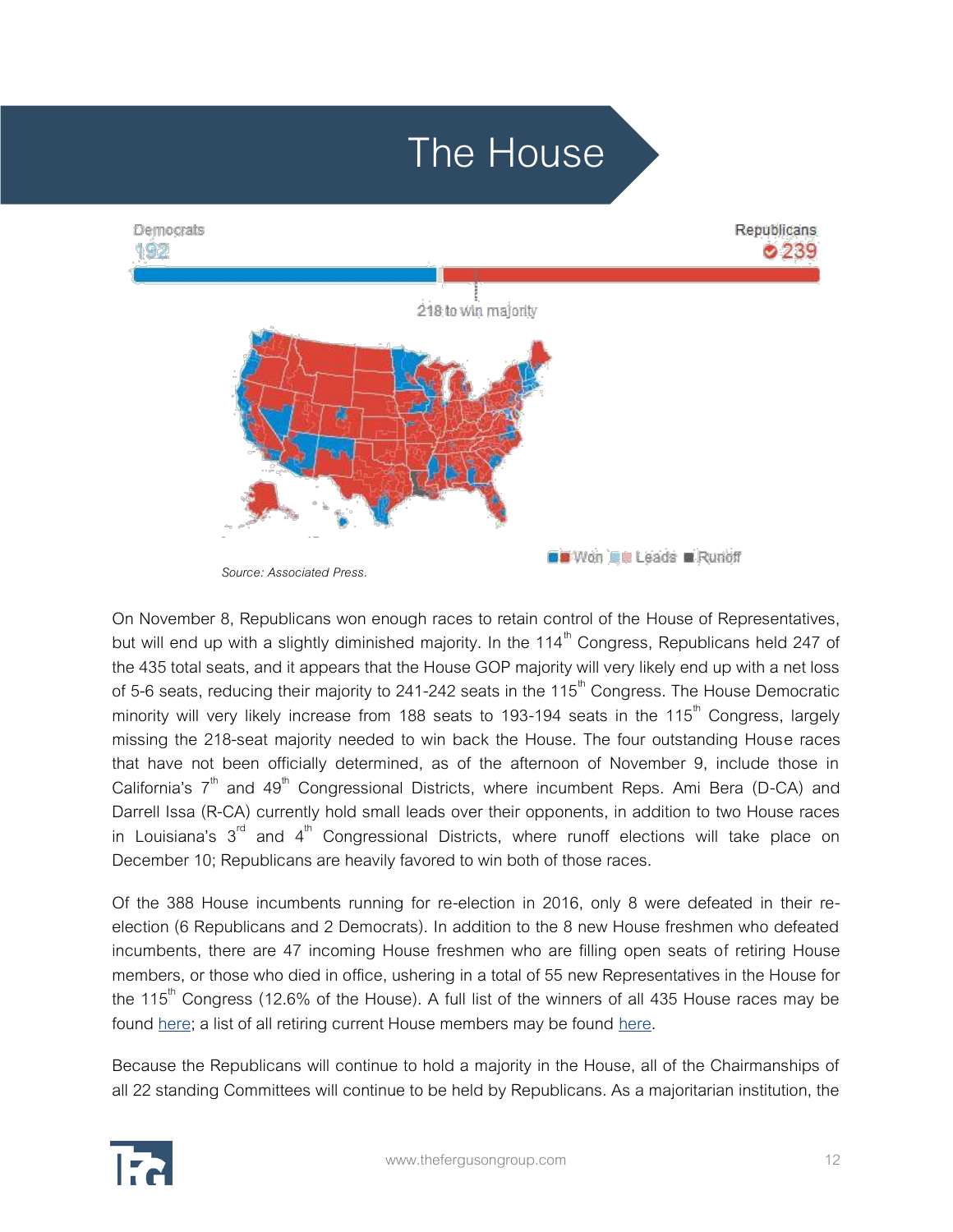# The House

Democrats 192

Republicans 239

218 to win majority

Won Leads Runoff

*Source: Associated Press.*

On November 8, Republicans won enough races to retain control of the House of Representatives, but will end up with a slightly diminished majority. In the 114th Congress, Republicans held 247 of the 435 total seats, and it appears that the House GOP majority will very likely end up with a net loss of 5-6 seats, reducing their majority to 241-242 seats in the 115th Congress. The House Democratic minority will very likely increase from 188 seats to 193-194 seats in the 115th Congress, largely missing the 218-seat majority needed to win back the House. The four outstanding House races that have not been officially determined, as of the afternoon of November 9, include those in California's 7th and 49th Congressional Districts, where incumbent Reps. Ami Bera (D-CA) and Darrell Issa (R-CA) currently hold small leads over their opponents, in addition to two House races in Louisiana's 3rd and 4th Congressional Districts, where runoff elections will take place on December 10; Republicans are heavily favored to win both of those races.

Of the 388 House incumbents running for re-election in 2016, only 8 were defeated in their re-election (6 Republicans and 2 Democrats). In addition to the 8 new House freshmen who defeated incumbents, there are 47 incoming House freshmen who are filling open seats of retiring House members, or those who died in office, ushering in a total of 55 new Representatives in the House for the 115th Congress (12.6% of the House). A full list of the winners of all 435 House races may be found here; a list of all retiring current House members may be found here.

Because the Republicans will continue to hold a majority in the House, all of the Chairmanships of all 22 standing Committees will continue to be held by Republicans. As a majoritarian institution, the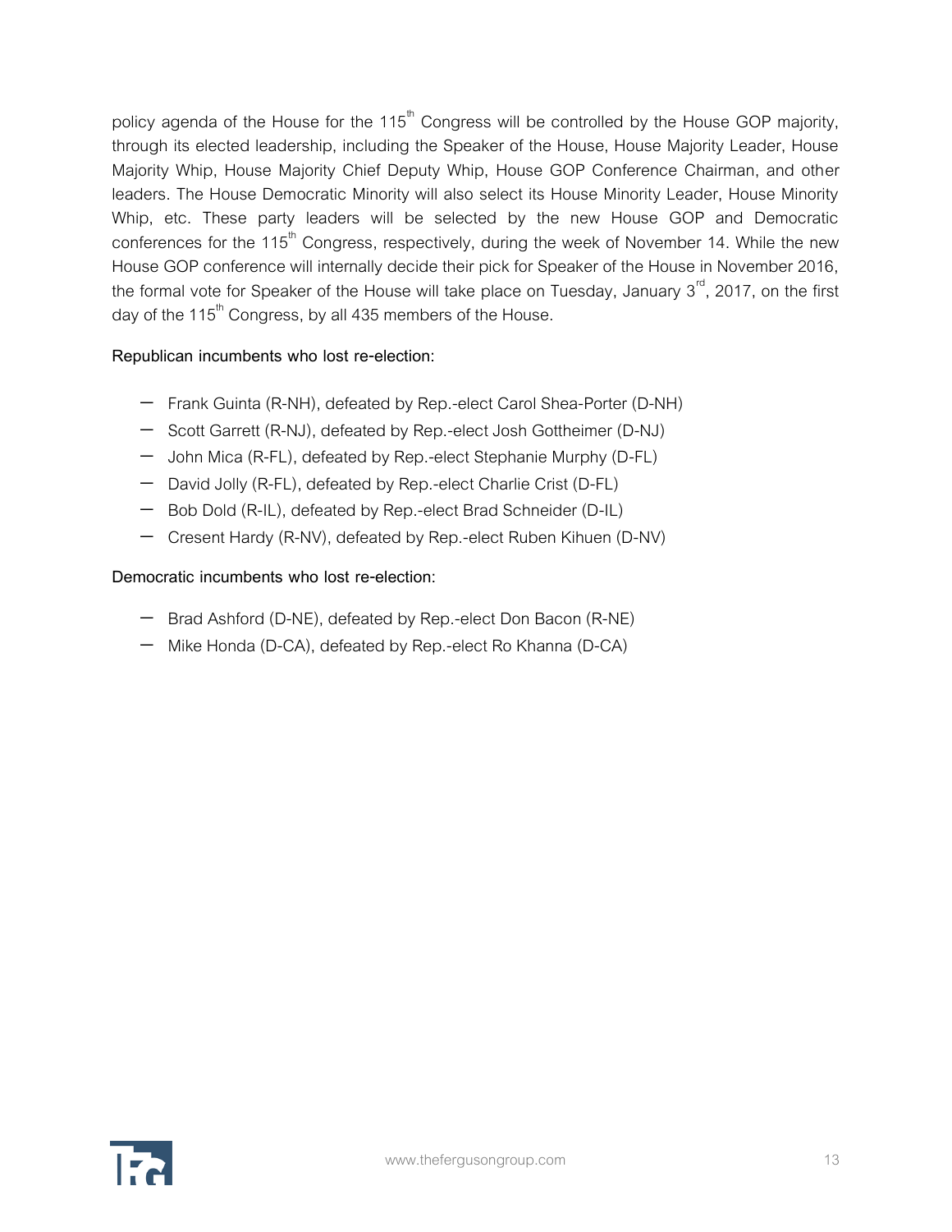policy agenda of the House for the 115th Congress will be controlled by the House GOP majority, through its elected leadership, including the Speaker of the House, House Majority Leader, House Majority Whip, House Majority Chief Deputy Whip, House GOP Conference Chairman, and other leaders. The House Democratic Minority will also select its House Minority Leader, House Minority Whip, etc. These party leaders will be selected by the new House GOP and Democratic conferences for the 115th Congress, respectively, during the week of November 14. While the new House GOP conference will internally decide their pick for Speaker of the House in November 2016, the formal vote for Speaker of the House will take place on Tuesday, January 3rd, 2017, on the first day of the 115th Congress, by all 435 members of the House.

**Republican incumbents who lost re-election:**

- Frank Guinta (R-NH), defeated by Rep.-elect Carol Shea-Porter (D-NH)
- Scott Garrett (R-NJ), defeated by Rep.-elect Josh Gottheimer (D-NJ)
- John Mica (R-FL), defeated by Rep.-elect Stephanie Murphy (D-FL)
- David Jolly (R-FL), defeated by Rep.-elect Charlie Crist (D-FL)
- Bob Dold (R-IL), defeated by Rep.-elect Brad Schneider (D-IL)
- Cresent Hardy (R-NV), defeated by Rep.-elect Ruben Kihuen (D-NV)

**Democratic incumbents who lost re-election:**

- Brad Ashford (D-NE), defeated by Rep.-elect Don Bacon (R-NE)
- Mike Honda (D-CA), defeated by Rep.-elect Ro Khanna (D-CA)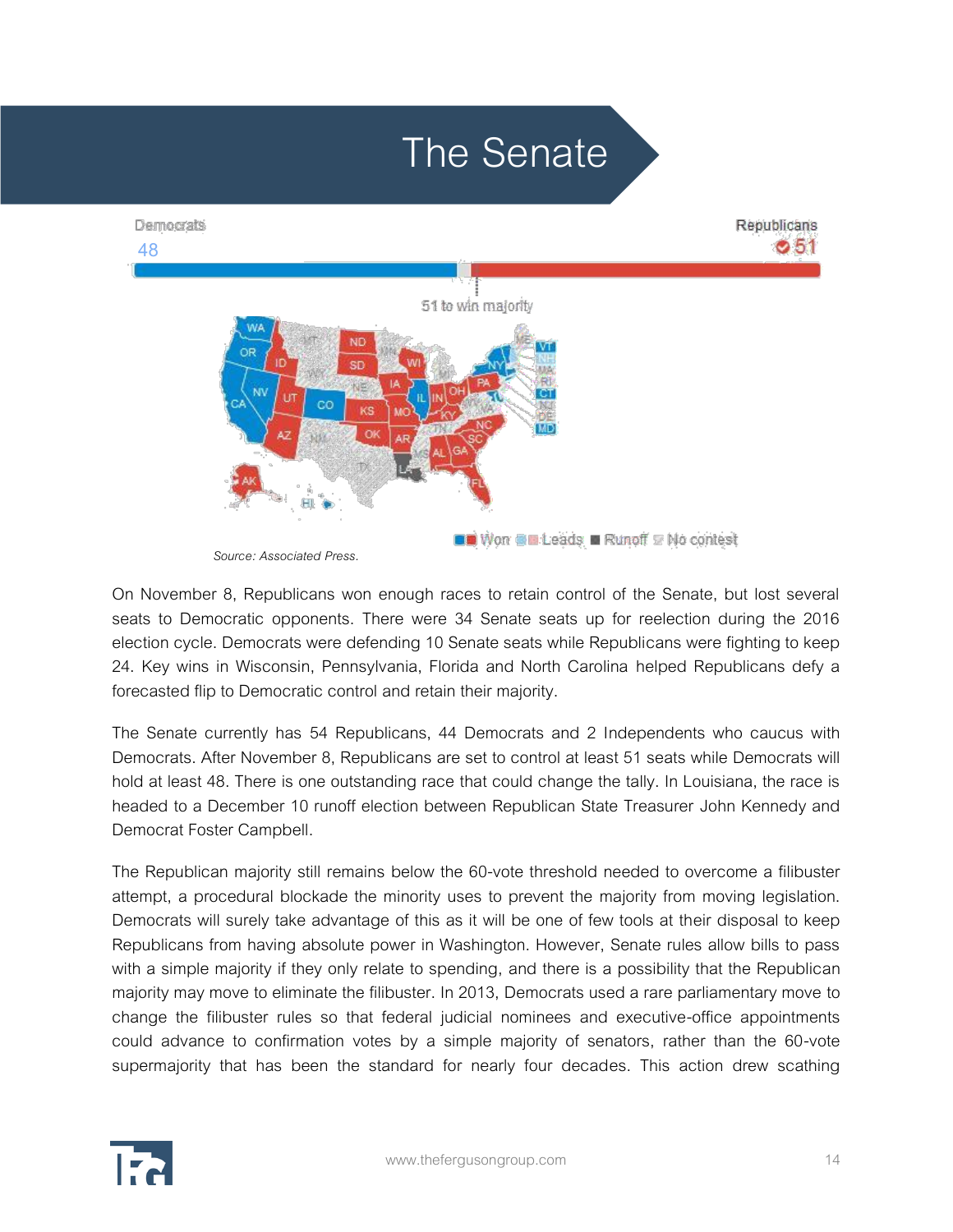# The Senate

Democrats 48

Republicans 51

51 to win majority

Won Leads Runoff No contest

*Source: Associated Press.*

On November 8, Republicans won enough races to retain control of the Senate, but lost several seats to Democratic opponents. There were 34 Senate seats up for reelection during the 2016 election cycle. Democrats were defending 10 Senate seats while Republicans were fighting to keep 24. Key wins in Wisconsin, Pennsylvania, Florida and North Carolina helped Republicans defy a forecasted flip to Democratic control and retain their majority.

The Senate currently has 54 Republicans, 44 Democrats and 2 Independents who caucus with Democrats. After November 8, Republicans are set to control at least 51 seats while Democrats will hold at least 48. There is one outstanding race that could change the tally. In Louisiana, the race is headed to a December 10 runoff election between Republican State Treasurer John Kennedy and Democrat Foster Campbell.

The Republican majority still remains below the 60-vote threshold needed to overcome a filibuster attempt, a procedural blockade the minority uses to prevent the majority from moving legislation. Democrats will surely take advantage of this as it will be one of few tools at their disposal to keep Republicans from having absolute power in Washington. However, Senate rules allow bills to pass with a simple majority if they only relate to spending, and there is a possibility that the Republican majority may move to eliminate the filibuster. In 2013, Democrats used a rare parliamentary move to change the filibuster rules so that federal judicial nominees and executive-office appointments could advance to confirmation votes by a simple majority of senators, rather than the 60-vote supermajority that has been the standard for nearly four decades. This action drew scathing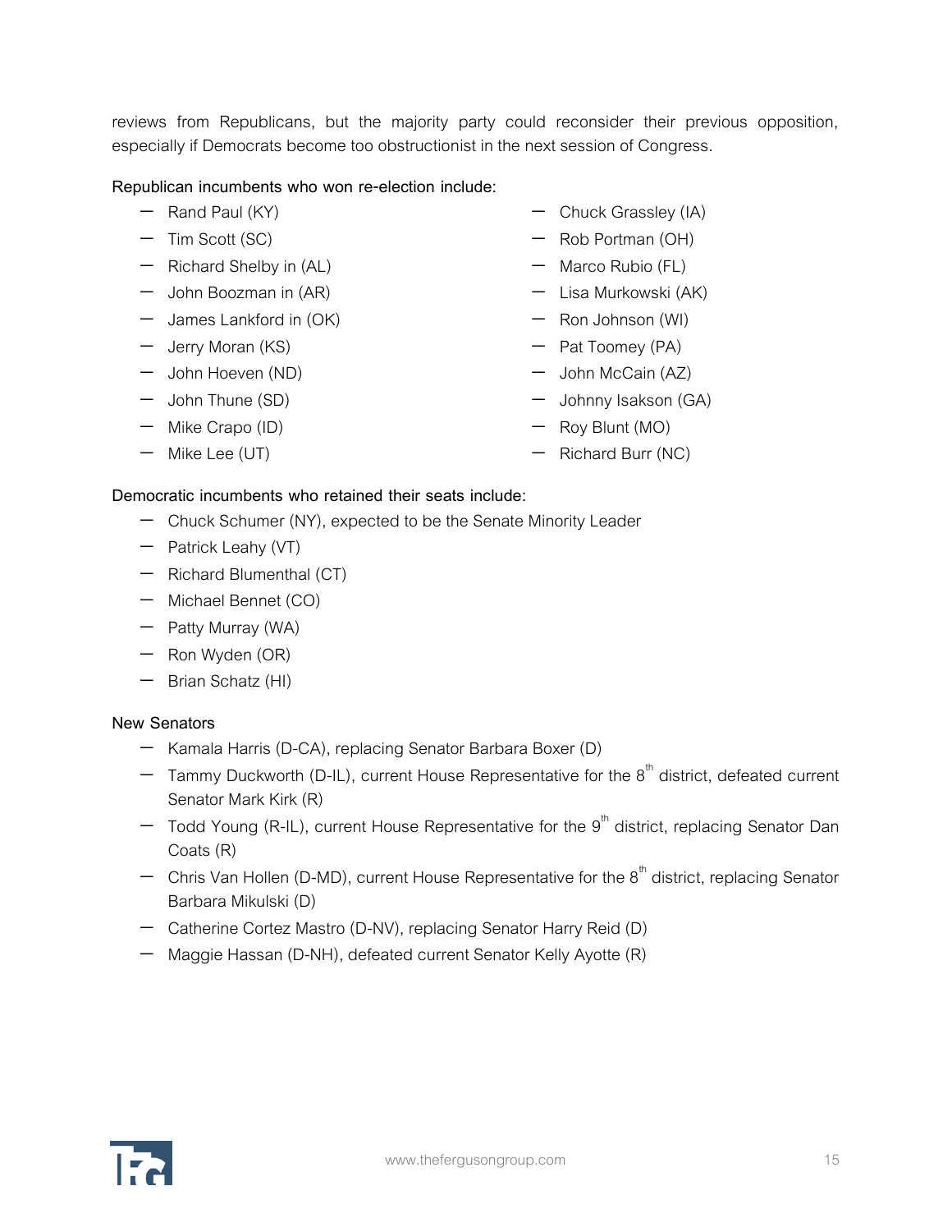reviews from Republicans, but the majority party could reconsider their previous opposition, especially if Democrats become too obstructionist in the next session of Congress.

Republican incumbents who won re-election include:

- Rand Paul (KY)
- Tim Scott (SC)
- Richard Shelby in (AL)
- John Boozman in (AR)
- James Lankford in (OK)
- Jerry Moran (KS)
- John Hoeven (ND)
- John Thune (SD)
- Mike Crapo (ID)
- Mike Lee (UT)
- Chuck Grassley (IA)
- Rob Portman (OH)
- Marco Rubio (FL)
- Lisa Murkowski (AK)
- Ron Johnson (WI)
- Pat Toomey (PA)
- John McCain (AZ)
- Johnny Isakson (GA)
- Roy Blunt (MO)
- Richard Burr (NC)

Democratic incumbents who retained their seats include:

- Chuck Schumer (NY), expected to be the Senate Minority Leader
- Patrick Leahy (VT)
- Richard Blumenthal (CT)
- Michael Bennet (CO)
- Patty Murray (WA)
- Ron Wyden (OR)
- Brian Schatz (HI)

New Senators

- Kamala Harris (D-CA), replacing Senator Barbara Boxer (D)
- Tammy Duckworth (D-IL), current House Representative for the 8th district, defeated current Senator Mark Kirk (R)
- Todd Young (R-IL), current House Representative for the 9th district, replacing Senator Dan Coats (R)
- Chris Van Hollen (D-MD), current House Representative for the 8th district, replacing Senator Barbara Mikulski (D)
- Catherine Cortez Mastro (D-NV), replacing Senator Harry Reid (D)
- Maggie Hassan (D-NH), defeated current Senator Kelly Ayotte (R)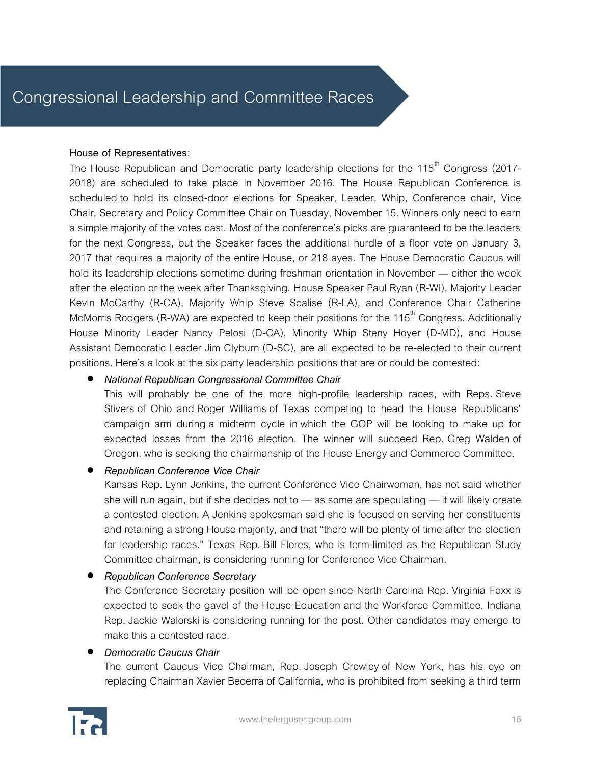# Congressional Leadership and Committee Races

**House of Representatives**:

The House Republican and Democratic party leadership elections for the 115th Congress (2017-2018) are scheduled to take place in November 2016. The House Republican Conference is scheduled to hold its closed-door elections for Speaker, Leader, Whip, Conference chair, Vice Chair, Secretary and Policy Committee Chair on Tuesday, November 15. Winners only need to earn a simple majority of the votes cast. Most of the conference's picks are guaranteed to be the leaders for the next Congress, but the Speaker faces the additional hurdle of a floor vote on January 3, 2017 that requires a majority of the entire House, or 218 ayes. The House Democratic Caucus will hold its leadership elections sometime during freshman orientation in November — either the week after the election or the week after Thanksgiving. House Speaker Paul Ryan (R-WI), Majority Leader Kevin McCarthy (R-CA), Majority Whip Steve Scalise (R-LA), and Conference Chair Catherine McMorris Rodgers (R-WA) are expected to keep their positions for the 115th Congress. Additionally House Minority Leader Nancy Pelosi (D-CA), Minority Whip Steny Hoyer (D-MD), and House Assistant Democratic Leader Jim Clyburn (D-SC), are all expected to be re-elected to their current positions. Here's a look at the six party leadership positions that are or could be contested:

- *National Republican Congressional Committee Chair*
  This will probably be one of the more high-profile leadership races, with Reps. Steve Stivers of Ohio and Roger Williams of Texas competing to head the House Republicans' campaign arm during a midterm cycle in which the GOP will be looking to make up for expected losses from the 2016 election. The winner will succeed Rep. Greg Walden of Oregon, who is seeking the chairmanship of the House Energy and Commerce Committee.
- *Republican Conference Vice Chair*
  Kansas Rep. Lynn Jenkins, the current Conference Vice Chairwoman, has not said whether she will run again, but if she decides not to — as some are speculating — it will likely create a contested election. A Jenkins spokesman said she is focused on serving her constituents and retaining a strong House majority, and that "there will be plenty of time after the election for leadership races." Texas Rep. Bill Flores, who is term-limited as the Republican Study Committee chairman, is considering running for Conference Vice Chairman.
- *Republican Conference Secretary*
  The Conference Secretary position will be open since North Carolina Rep. Virginia Foxx is expected to seek the gavel of the House Education and the Workforce Committee. Indiana Rep. Jackie Walorski is considering running for the post. Other candidates may emerge to make this a contested race.
- *Democratic Caucus Chair*
  The current Caucus Vice Chairman, Rep. Joseph Crowley of New York, has his eye on replacing Chairman Xavier Becerra of California, who is prohibited from seeking a third term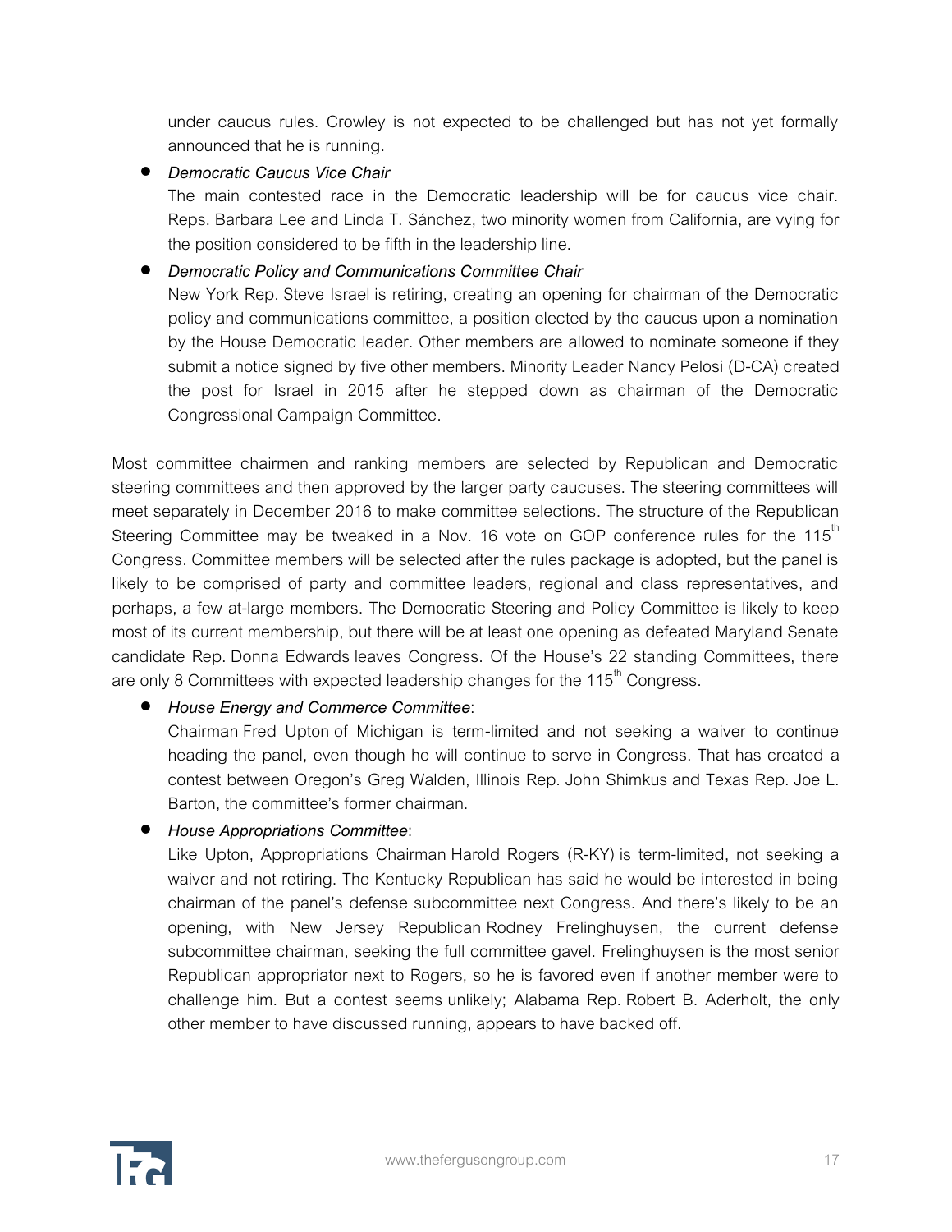under caucus rules. Crowley is not expected to be challenged but has not yet formally announced that he is running.

- *Democratic Caucus Vice Chair*
  The main contested race in the Democratic leadership will be for caucus vice chair. Reps. Barbara Lee and Linda T. Sánchez, two minority women from California, are vying for the position considered to be fifth in the leadership line.
- *Democratic Policy and Communications Committee Chair*
  New York Rep. Steve Israel is retiring, creating an opening for chairman of the Democratic policy and communications committee, a position elected by the caucus upon a nomination by the House Democratic leader. Other members are allowed to nominate someone if they submit a notice signed by five other members. Minority Leader Nancy Pelosi (D-CA) created the post for Israel in 2015 after he stepped down as chairman of the Democratic Congressional Campaign Committee.

Most committee chairmen and ranking members are selected by Republican and Democratic steering committees and then approved by the larger party caucuses. The steering committees will meet separately in December 2016 to make committee selections. The structure of the Republican Steering Committee may be tweaked in a Nov. 16 vote on GOP conference rules for the 115th Congress. Committee members will be selected after the rules package is adopted, but the panel is likely to be comprised of party and committee leaders, regional and class representatives, and perhaps, a few at-large members. The Democratic Steering and Policy Committee is likely to keep most of its current membership, but there will be at least one opening as defeated Maryland Senate candidate Rep. Donna Edwards leaves Congress. Of the House's 22 standing Committees, there are only 8 Committees with expected leadership changes for the 115th Congress.

- *House Energy and Commerce Committee*:
  Chairman Fred Upton of Michigan is term-limited and not seeking a waiver to continue heading the panel, even though he will continue to serve in Congress. That has created a contest between Oregon's Greg Walden, Illinois Rep. John Shimkus and Texas Rep. Joe L. Barton, the committee's former chairman.
- *House Appropriations Committee*:
  Like Upton, Appropriations Chairman Harold Rogers (R-KY) is term-limited, not seeking a waiver and not retiring. The Kentucky Republican has said he would be interested in being chairman of the panel's defense subcommittee next Congress. And there's likely to be an opening, with New Jersey Republican Rodney Frelinghuysen, the current defense subcommittee chairman, seeking the full committee gavel. Frelinghuysen is the most senior Republican appropriator next to Rogers, so he is favored even if another member were to challenge him. But a contest seems unlikely; Alabama Rep. Robert B. Aderholt, the only other member to have discussed running, appears to have backed off.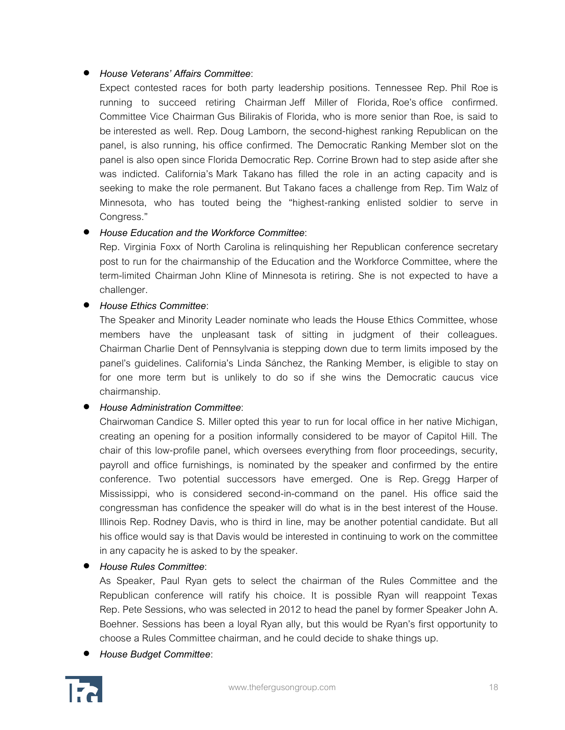- *House Veterans' Affairs Committee*:
  Expect contested races for both party leadership positions. Tennessee Rep. Phil Roe is running to succeed retiring Chairman Jeff Miller of Florida, Roe's office confirmed. Committee Vice Chairman Gus Bilirakis of Florida, who is more senior than Roe, is said to be interested as well. Rep. Doug Lamborn, the second-highest ranking Republican on the panel, is also running, his office confirmed. The Democratic Ranking Member slot on the panel is also open since Florida Democratic Rep. Corrine Brown had to step aside after she was indicted. California's Mark Takano has filled the role in an acting capacity and is seeking to make the role permanent. But Takano faces a challenge from Rep. Tim Walz of Minnesota, who has touted being the "highest-ranking enlisted soldier to serve in Congress."

- *House Education and the Workforce Committee*:
  Rep. Virginia Foxx of North Carolina is relinquishing her Republican conference secretary post to run for the chairmanship of the Education and the Workforce Committee, where the term-limited Chairman John Kline of Minnesota is retiring. She is not expected to have a challenger.

- *House Ethics Committee*:
  The Speaker and Minority Leader nominate who leads the House Ethics Committee, whose members have the unpleasant task of sitting in judgment of their colleagues. Chairman Charlie Dent of Pennsylvania is stepping down due to term limits imposed by the panel's guidelines. California's Linda Sánchez, the Ranking Member, is eligible to stay on for one more term but is unlikely to do so if she wins the Democratic caucus vice chairmanship.

- *House Administration Committee*:
  Chairwoman Candice S. Miller opted this year to run for local office in her native Michigan, creating an opening for a position informally considered to be mayor of Capitol Hill. The chair of this low-profile panel, which oversees everything from floor proceedings, security, payroll and office furnishings, is nominated by the speaker and confirmed by the entire conference. Two potential successors have emerged. One is Rep. Gregg Harper of Mississippi, who is considered second-in-command on the panel. His office said the congressman has confidence the speaker will do what is in the best interest of the House. Illinois Rep. Rodney Davis, who is third in line, may be another potential candidate. But all his office would say is that Davis would be interested in continuing to work on the committee in any capacity he is asked to by the speaker.

- *House Rules Committee*:
  As Speaker, Paul Ryan gets to select the chairman of the Rules Committee and the Republican conference will ratify his choice. It is possible Ryan will reappoint Texas Rep. Pete Sessions, who was selected in 2012 to head the panel by former Speaker John A. Boehner. Sessions has been a loyal Ryan ally, but this would be Ryan's first opportunity to choose a Rules Committee chairman, and he could decide to shake things up.

- *House Budget Committee*: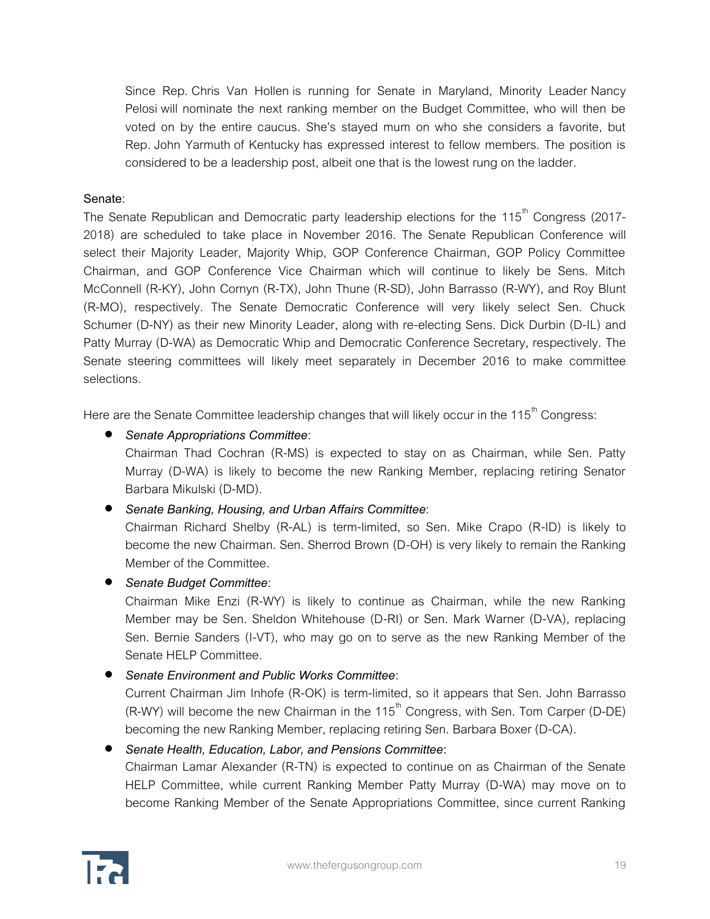Since Rep. Chris Van Hollen is running for Senate in Maryland, Minority Leader Nancy Pelosi will nominate the next ranking member on the Budget Committee, who will then be voted on by the entire caucus. She's stayed mum on who she considers a favorite, but Rep. John Yarmuth of Kentucky has expressed interest to fellow members. The position is considered to be a leadership post, albeit one that is the lowest rung on the ladder.

**Senate**:

The Senate Republican and Democratic party leadership elections for the 115th Congress (2017-2018) are scheduled to take place in November 2016. The Senate Republican Conference will select their Majority Leader, Majority Whip, GOP Conference Chairman, GOP Policy Committee Chairman, and GOP Conference Vice Chairman which will continue to likely be Sens. Mitch McConnell (R-KY), John Cornyn (R-TX), John Thune (R-SD), John Barrasso (R-WY), and Roy Blunt (R-MO), respectively. The Senate Democratic Conference will very likely select Sen. Chuck Schumer (D-NY) as their new Minority Leader, along with re-electing Sens. Dick Durbin (D-IL) and Patty Murray (D-WA) as Democratic Whip and Democratic Conference Secretary, respectively. The Senate steering committees will likely meet separately in December 2016 to make committee selections.

Here are the Senate Committee leadership changes that will likely occur in the 115th Congress:

- *Senate Appropriations Committee*:
  Chairman Thad Cochran (R-MS) is expected to stay on as Chairman, while Sen. Patty Murray (D-WA) is likely to become the new Ranking Member, replacing retiring Senator Barbara Mikulski (D-MD).
- *Senate Banking, Housing, and Urban Affairs Committee*:
  Chairman Richard Shelby (R-AL) is term-limited, so Sen. Mike Crapo (R-ID) is likely to become the new Chairman. Sen. Sherrod Brown (D-OH) is very likely to remain the Ranking Member of the Committee.
- *Senate Budget Committee*:
  Chairman Mike Enzi (R-WY) is likely to continue as Chairman, while the new Ranking Member may be Sen. Sheldon Whitehouse (D-RI) or Sen. Mark Warner (D-VA), replacing Sen. Bernie Sanders (I-VT), who may go on to serve as the new Ranking Member of the Senate HELP Committee.
- *Senate Environment and Public Works Committee*:
  Current Chairman Jim Inhofe (R-OK) is term-limited, so it appears that Sen. John Barrasso (R-WY) will become the new Chairman in the 115th Congress, with Sen. Tom Carper (D-DE) becoming the new Ranking Member, replacing retiring Sen. Barbara Boxer (D-CA).
- *Senate Health, Education, Labor, and Pensions Committee*:
  Chairman Lamar Alexander (R-TN) is expected to continue on as Chairman of the Senate HELP Committee, while current Ranking Member Patty Murray (D-WA) may move on to become Ranking Member of the Senate Appropriations Committee, since current Ranking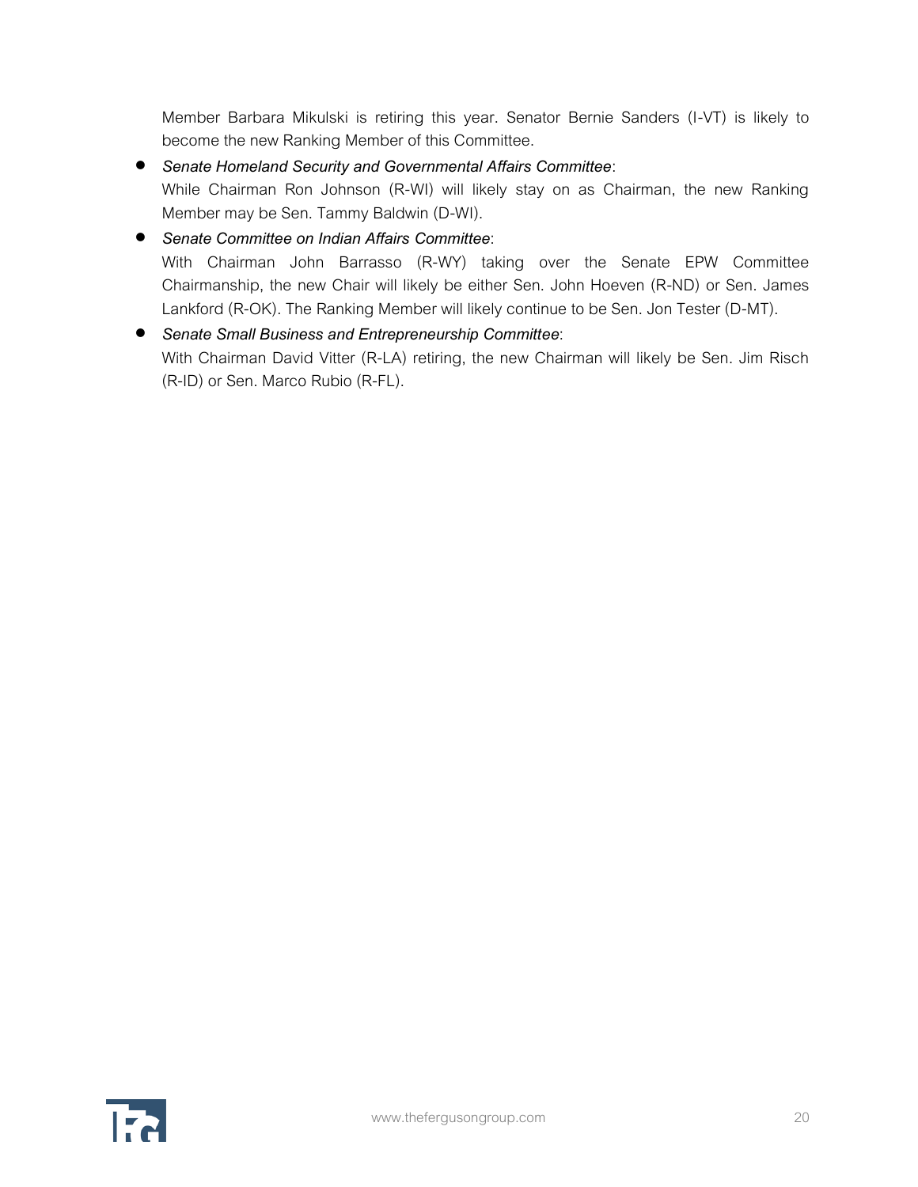Member Barbara Mikulski is retiring this year. Senator Bernie Sanders (I-VT) is likely to become the new Ranking Member of this Committee.

- *Senate Homeland Security and Governmental Affairs Committee*:
  While Chairman Ron Johnson (R-WI) will likely stay on as Chairman, the new Ranking Member may be Sen. Tammy Baldwin (D-WI).
- *Senate Committee on Indian Affairs Committee*:
  With Chairman John Barrasso (R-WY) taking over the Senate EPW Committee Chairmanship, the new Chair will likely be either Sen. John Hoeven (R-ND) or Sen. James Lankford (R-OK). The Ranking Member will likely continue to be Sen. Jon Tester (D-MT).
- *Senate Small Business and Entrepreneurship Committee*:
  With Chairman David Vitter (R-LA) retiring, the new Chairman will likely be Sen. Jim Risch (R-ID) or Sen. Marco Rubio (R-FL).